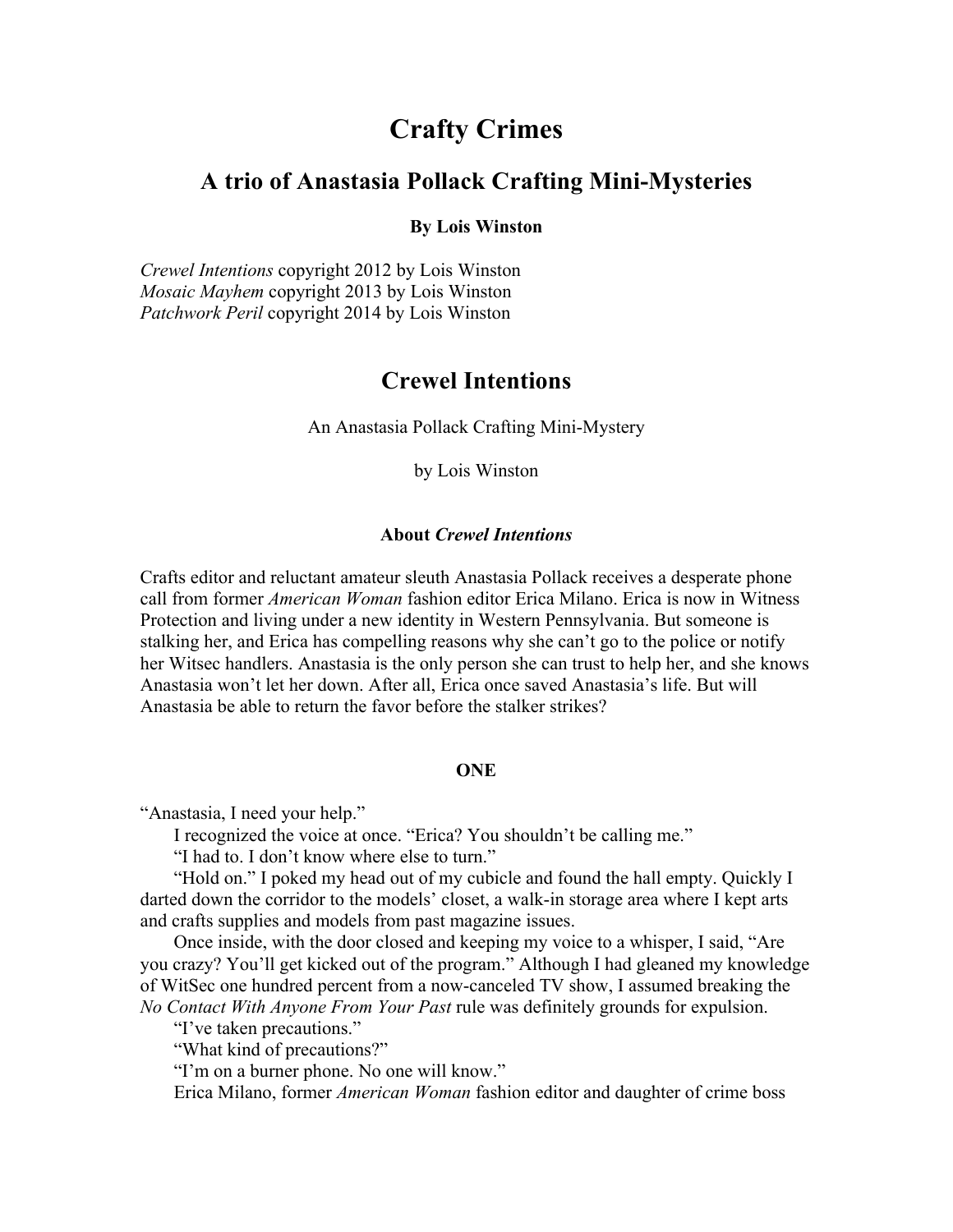# Crafty Crimes

## A trio of Anastasia Pollack Crafting Mini-Mysteries

**By Lois Winston**

*Crewel Intentions* copyright 2012 by Lois Winston
*Mosaic Mayhem* copyright 2013 by Lois Winston
*Patchwork Peril* copyright 2014 by Lois Winston

## Crewel Intentions

An Anastasia Pollack Crafting Mini-Mystery

by Lois Winston

### About *Crewel Intentions*

Crafts editor and reluctant amateur sleuth Anastasia Pollack receives a desperate phone call from former *American Woman* fashion editor Erica Milano. Erica is now in Witness Protection and living under a new identity in Western Pennsylvania. But someone is stalking her, and Erica has compelling reasons why she can't go to the police or notify her Witsec handlers. Anastasia is the only person she can trust to help her, and she knows Anastasia won't let her down. After all, Erica once saved Anastasia's life. But will Anastasia be able to return the favor before the stalker strikes?

### ONE

"Anastasia, I need your help."

I recognized the voice at once. "Erica? You shouldn't be calling me."

"I had to. I don't know where else to turn."

"Hold on." I poked my head out of my cubicle and found the hall empty. Quickly I darted down the corridor to the models' closet, a walk-in storage area where I kept arts and crafts supplies and models from past magazine issues.

Once inside, with the door closed and keeping my voice to a whisper, I said, "Are you crazy? You'll get kicked out of the program." Although I had gleaned my knowledge of WitSec one hundred percent from a now-canceled TV show, I assumed breaking the *No Contact With Anyone From Your Past* rule was definitely grounds for expulsion.

"I've taken precautions."

"What kind of precautions?"

"I'm on a burner phone. No one will know."

Erica Milano, former *American Woman* fashion editor and daughter of crime boss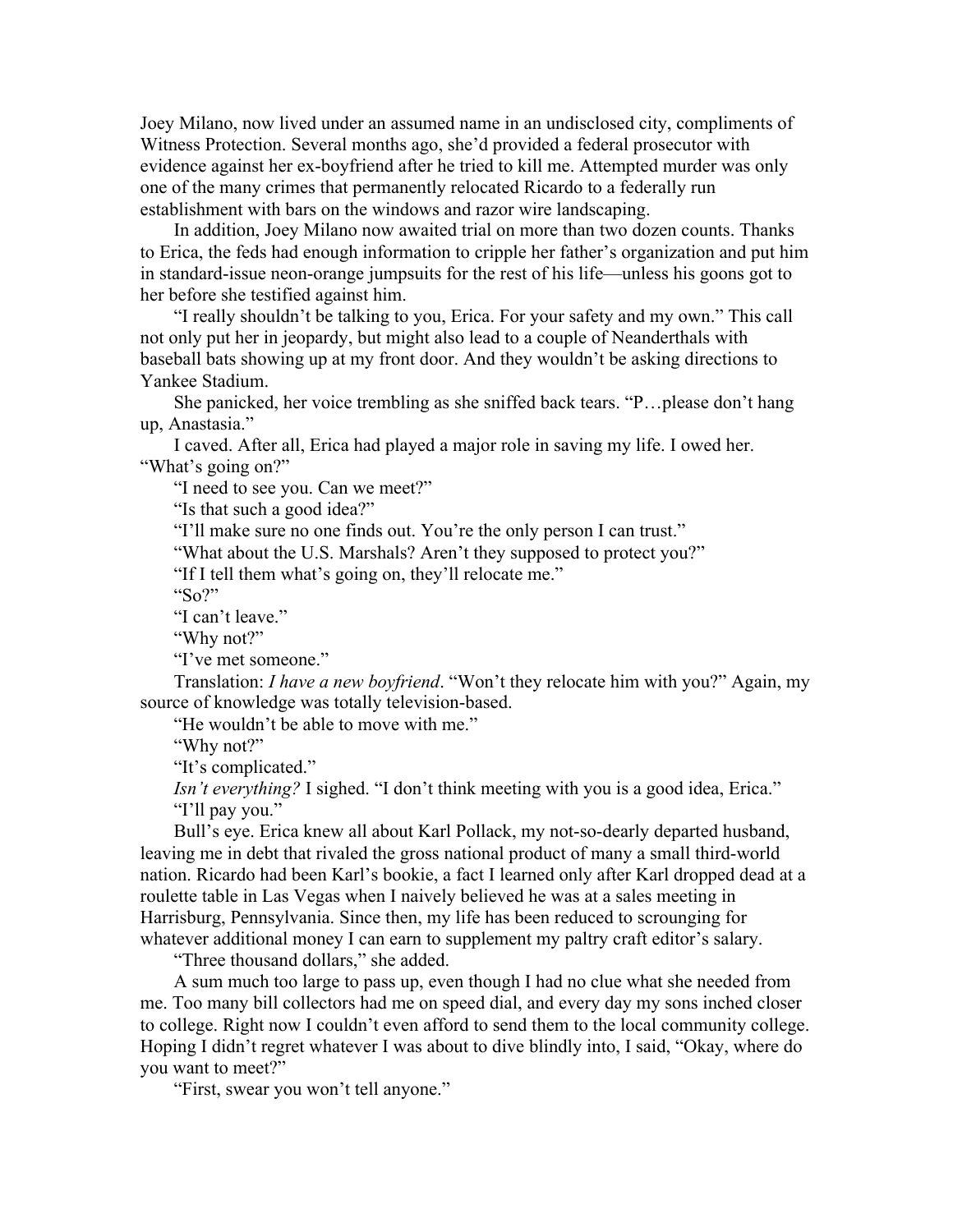Joey Milano, now lived under an assumed name in an undisclosed city, compliments of Witness Protection. Several months ago, she'd provided a federal prosecutor with evidence against her ex-boyfriend after he tried to kill me. Attempted murder was only one of the many crimes that permanently relocated Ricardo to a federally run establishment with bars on the windows and razor wire landscaping.

In addition, Joey Milano now awaited trial on more than two dozen counts. Thanks to Erica, the feds had enough information to cripple her father's organization and put him in standard-issue neon-orange jumpsuits for the rest of his life—unless his goons got to her before she testified against him.

"I really shouldn't be talking to you, Erica. For your safety and my own." This call not only put her in jeopardy, but might also lead to a couple of Neanderthals with baseball bats showing up at my front door. And they wouldn't be asking directions to Yankee Stadium.

She panicked, her voice trembling as she sniffed back tears. "P…please don't hang up, Anastasia."

I caved. After all, Erica had played a major role in saving my life. I owed her. "What's going on?"

"I need to see you. Can we meet?"

"Is that such a good idea?"

"I'll make sure no one finds out. You're the only person I can trust."

"What about the U.S. Marshals? Aren't they supposed to protect you?"

"If I tell them what's going on, they'll relocate me."

"So?"

"I can't leave."

"Why not?"

"I've met someone."

Translation: *I have a new boyfriend*. "Won't they relocate him with you?" Again, my source of knowledge was totally television-based.

"He wouldn't be able to move with me."

"Why not?"

"It's complicated."

*Isn't everything?* I sighed. "I don't think meeting with you is a good idea, Erica."

"I'll pay you."

Bull's eye. Erica knew all about Karl Pollack, my not-so-dearly departed husband, leaving me in debt that rivaled the gross national product of many a small third-world nation. Ricardo had been Karl's bookie, a fact I learned only after Karl dropped dead at a roulette table in Las Vegas when I naively believed he was at a sales meeting in Harrisburg, Pennsylvania. Since then, my life has been reduced to scrounging for whatever additional money I can earn to supplement my paltry craft editor's salary.

"Three thousand dollars," she added.

A sum much too large to pass up, even though I had no clue what she needed from me. Too many bill collectors had me on speed dial, and every day my sons inched closer to college. Right now I couldn't even afford to send them to the local community college. Hoping I didn't regret whatever I was about to dive blindly into, I said, "Okay, where do you want to meet?"

"First, swear you won't tell anyone."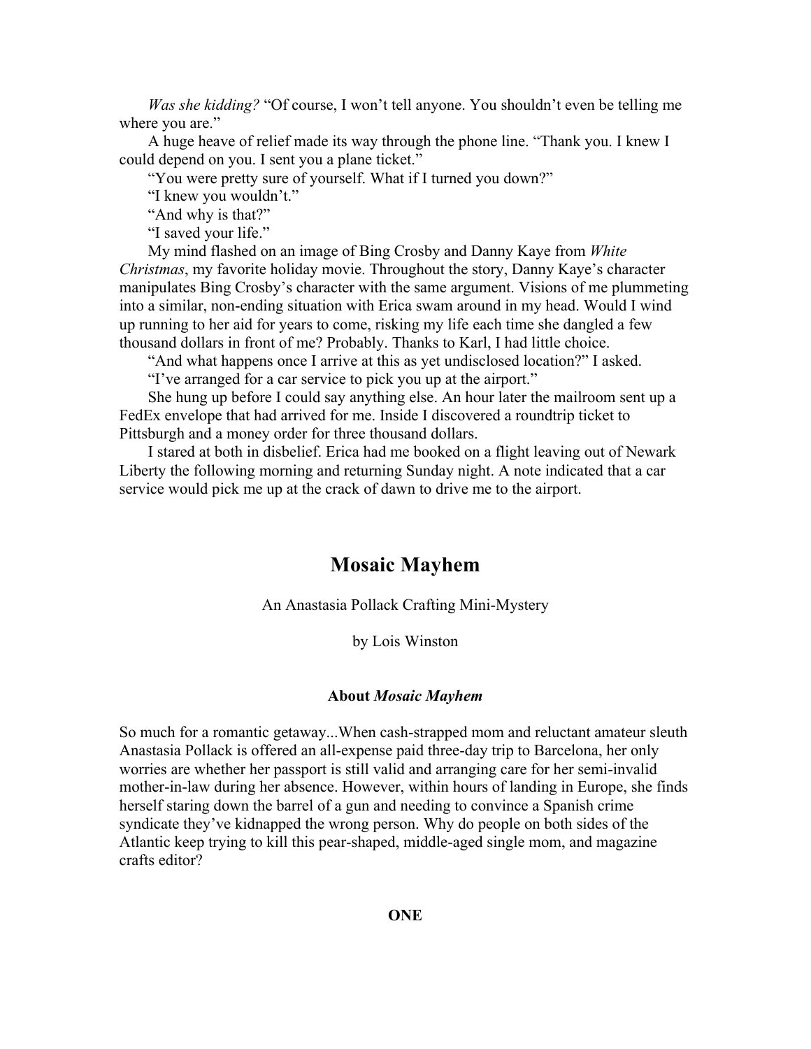*Was she kidding?* "Of course, I won't tell anyone. You shouldn't even be telling me where you are."

A huge heave of relief made its way through the phone line. "Thank you. I knew I could depend on you. I sent you a plane ticket."

"You were pretty sure of yourself. What if I turned you down?"

"I knew you wouldn't."

"And why is that?"

"I saved your life."

My mind flashed on an image of Bing Crosby and Danny Kaye from *White Christmas*, my favorite holiday movie. Throughout the story, Danny Kaye's character manipulates Bing Crosby's character with the same argument. Visions of me plummeting into a similar, non-ending situation with Erica swam around in my head. Would I wind up running to her aid for years to come, risking my life each time she dangled a few thousand dollars in front of me? Probably. Thanks to Karl, I had little choice.

"And what happens once I arrive at this as yet undisclosed location?" I asked.

"I've arranged for a car service to pick you up at the airport."

She hung up before I could say anything else. An hour later the mailroom sent up a FedEx envelope that had arrived for me. Inside I discovered a roundtrip ticket to Pittsburgh and a money order for three thousand dollars.

I stared at both in disbelief. Erica had me booked on a flight leaving out of Newark Liberty the following morning and returning Sunday night. A note indicated that a car service would pick me up at the crack of dawn to drive me to the airport.

## Mosaic Mayhem

An Anastasia Pollack Crafting Mini-Mystery

by Lois Winston

### About *Mosaic Mayhem*

So much for a romantic getaway...When cash-strapped mom and reluctant amateur sleuth Anastasia Pollack is offered an all-expense paid three-day trip to Barcelona, her only worries are whether her passport is still valid and arranging care for her semi-invalid mother-in-law during her absence. However, within hours of landing in Europe, she finds herself staring down the barrel of a gun and needing to convince a Spanish crime syndicate they've kidnapped the wrong person. Why do people on both sides of the Atlantic keep trying to kill this pear-shaped, middle-aged single mom, and magazine crafts editor?

**ONE**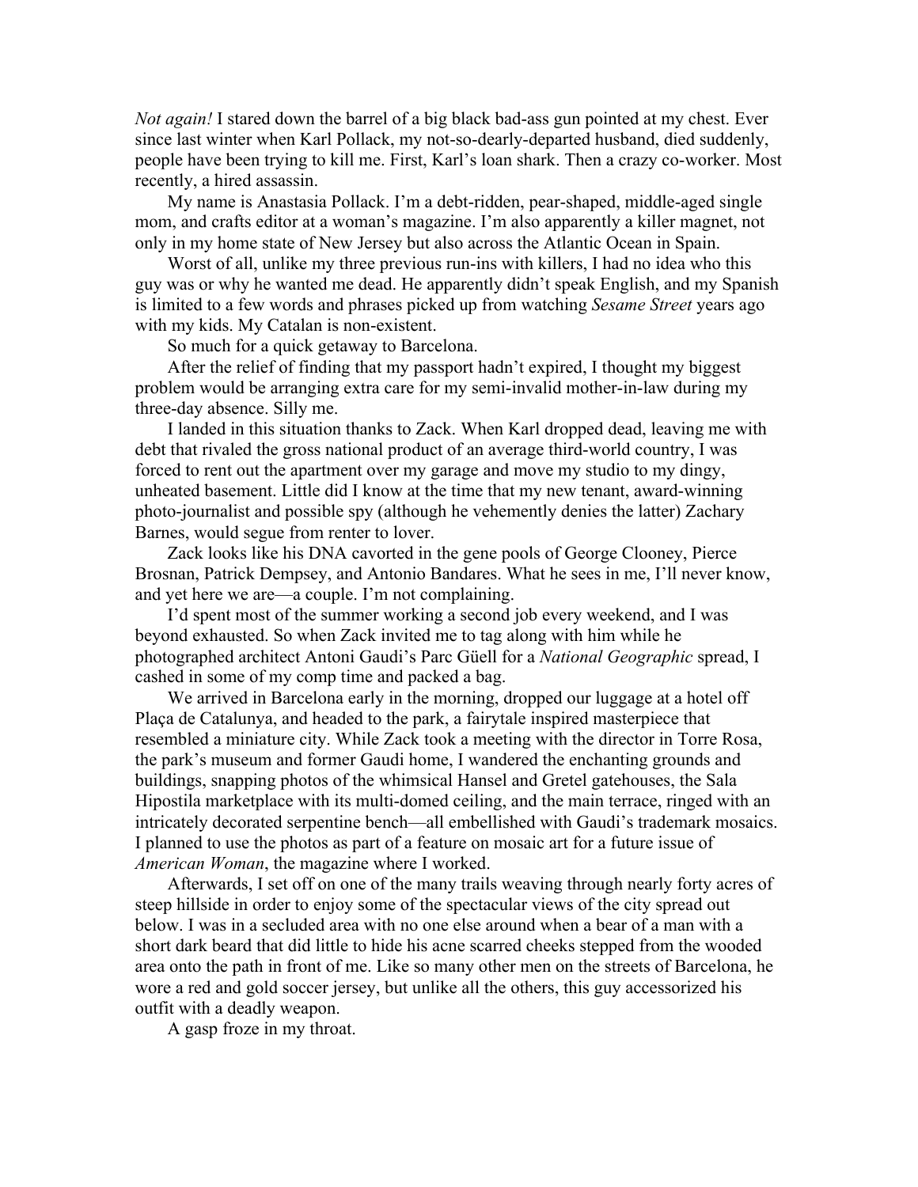*Not again!* I stared down the barrel of a big black bad-ass gun pointed at my chest. Ever since last winter when Karl Pollack, my not-so-dearly-departed husband, died suddenly, people have been trying to kill me. First, Karl's loan shark. Then a crazy co-worker. Most recently, a hired assassin.

My name is Anastasia Pollack. I'm a debt-ridden, pear-shaped, middle-aged single mom, and crafts editor at a woman's magazine. I'm also apparently a killer magnet, not only in my home state of New Jersey but also across the Atlantic Ocean in Spain.

Worst of all, unlike my three previous run-ins with killers, I had no idea who this guy was or why he wanted me dead. He apparently didn't speak English, and my Spanish is limited to a few words and phrases picked up from watching *Sesame Street* years ago with my kids. My Catalan is non-existent.

So much for a quick getaway to Barcelona.

After the relief of finding that my passport hadn't expired, I thought my biggest problem would be arranging extra care for my semi-invalid mother-in-law during my three-day absence. Silly me.

I landed in this situation thanks to Zack. When Karl dropped dead, leaving me with debt that rivaled the gross national product of an average third-world country, I was forced to rent out the apartment over my garage and move my studio to my dingy, unheated basement. Little did I know at the time that my new tenant, award-winning photo-journalist and possible spy (although he vehemently denies the latter) Zachary Barnes, would segue from renter to lover.

Zack looks like his DNA cavorted in the gene pools of George Clooney, Pierce Brosnan, Patrick Dempsey, and Antonio Bandares. What he sees in me, I'll never know, and yet here we are—a couple. I'm not complaining.

I'd spent most of the summer working a second job every weekend, and I was beyond exhausted. So when Zack invited me to tag along with him while he photographed architect Antoni Gaudi's Parc Güell for a *National Geographic* spread, I cashed in some of my comp time and packed a bag.

We arrived in Barcelona early in the morning, dropped our luggage at a hotel off Plaça de Catalunya, and headed to the park, a fairytale inspired masterpiece that resembled a miniature city. While Zack took a meeting with the director in Torre Rosa, the park's museum and former Gaudi home, I wandered the enchanting grounds and buildings, snapping photos of the whimsical Hansel and Gretel gatehouses, the Sala Hipostila marketplace with its multi-domed ceiling, and the main terrace, ringed with an intricately decorated serpentine bench—all embellished with Gaudi's trademark mosaics. I planned to use the photos as part of a feature on mosaic art for a future issue of *American Woman*, the magazine where I worked.

Afterwards, I set off on one of the many trails weaving through nearly forty acres of steep hillside in order to enjoy some of the spectacular views of the city spread out below. I was in a secluded area with no one else around when a bear of a man with a short dark beard that did little to hide his acne scarred cheeks stepped from the wooded area onto the path in front of me. Like so many other men on the streets of Barcelona, he wore a red and gold soccer jersey, but unlike all the others, this guy accessorized his outfit with a deadly weapon.

A gasp froze in my throat.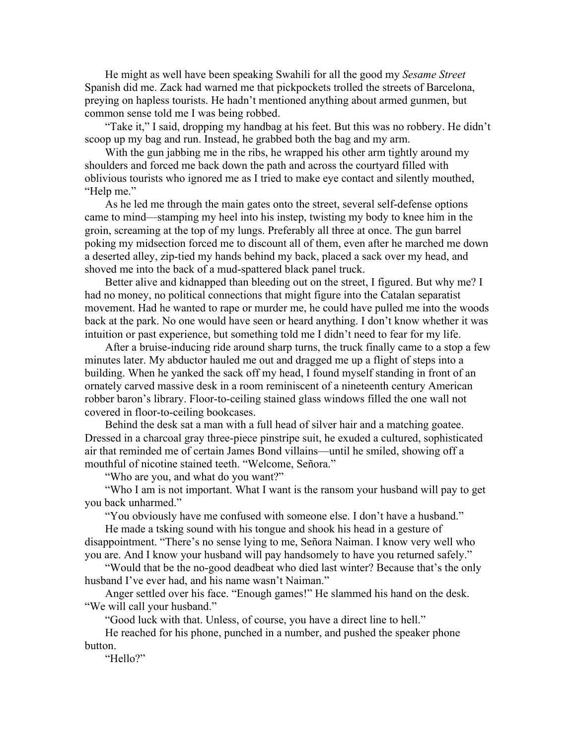He might as well have been speaking Swahili for all the good my *Sesame Street* Spanish did me. Zack had warned me that pickpockets trolled the streets of Barcelona, preying on hapless tourists. He hadn't mentioned anything about armed gunmen, but common sense told me I was being robbed.

"Take it," I said, dropping my handbag at his feet. But this was no robbery. He didn't scoop up my bag and run. Instead, he grabbed both the bag and my arm.

With the gun jabbing me in the ribs, he wrapped his other arm tightly around my shoulders and forced me back down the path and across the courtyard filled with oblivious tourists who ignored me as I tried to make eye contact and silently mouthed, "Help me."

As he led me through the main gates onto the street, several self-defense options came to mind—stamping my heel into his instep, twisting my body to knee him in the groin, screaming at the top of my lungs. Preferably all three at once. The gun barrel poking my midsection forced me to discount all of them, even after he marched me down a deserted alley, zip-tied my hands behind my back, placed a sack over my head, and shoved me into the back of a mud-spattered black panel truck.

Better alive and kidnapped than bleeding out on the street, I figured. But why me? I had no money, no political connections that might figure into the Catalan separatist movement. Had he wanted to rape or murder me, he could have pulled me into the woods back at the park. No one would have seen or heard anything. I don't know whether it was intuition or past experience, but something told me I didn't need to fear for my life.

After a bruise-inducing ride around sharp turns, the truck finally came to a stop a few minutes later. My abductor hauled me out and dragged me up a flight of steps into a building. When he yanked the sack off my head, I found myself standing in front of an ornately carved massive desk in a room reminiscent of a nineteenth century American robber baron's library. Floor-to-ceiling stained glass windows filled the one wall not covered in floor-to-ceiling bookcases.

Behind the desk sat a man with a full head of silver hair and a matching goatee. Dressed in a charcoal gray three-piece pinstripe suit, he exuded a cultured, sophisticated air that reminded me of certain James Bond villains—until he smiled, showing off a mouthful of nicotine stained teeth. "Welcome, Señora."

"Who are you, and what do you want?"

"Who I am is not important. What I want is the ransom your husband will pay to get you back unharmed."

"You obviously have me confused with someone else. I don't have a husband."

He made a tsking sound with his tongue and shook his head in a gesture of disappointment. "There's no sense lying to me, Señora Naiman. I know very well who you are. And I know your husband will pay handsomely to have you returned safely."

"Would that be the no-good deadbeat who died last winter? Because that's the only husband I've ever had, and his name wasn't Naiman."

Anger settled over his face. "Enough games!" He slammed his hand on the desk. "We will call your husband."

"Good luck with that. Unless, of course, you have a direct line to hell."

He reached for his phone, punched in a number, and pushed the speaker phone button.

"Hello?"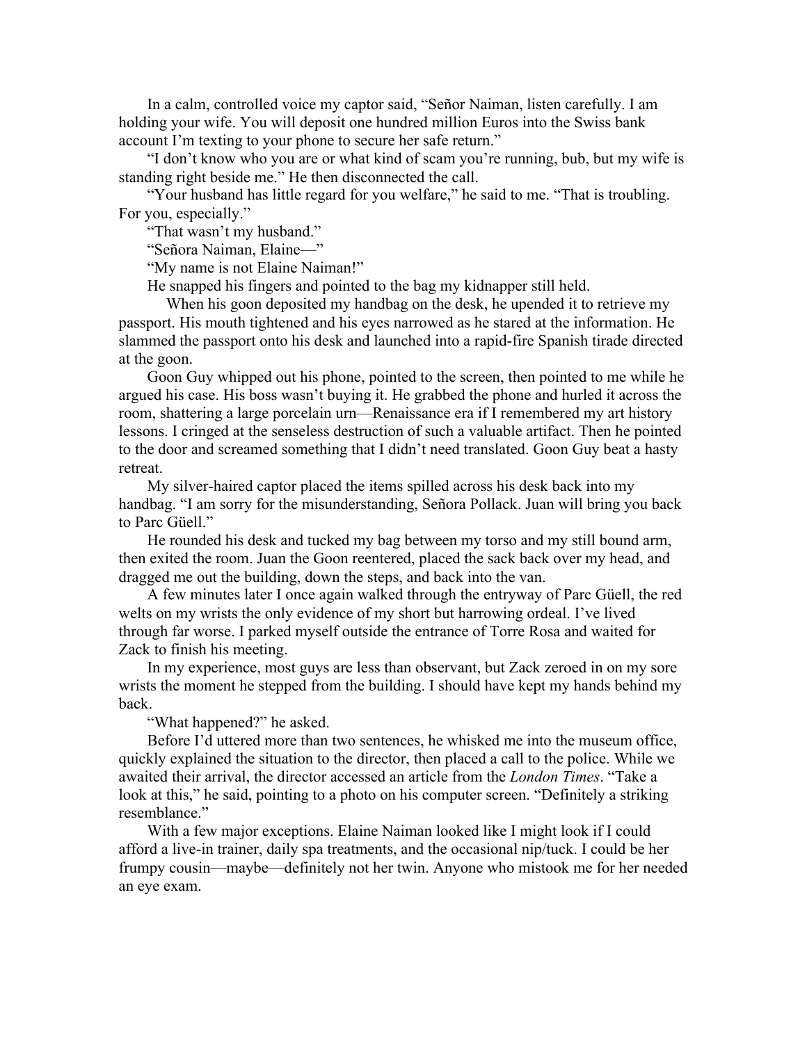In a calm, controlled voice my captor said, "Señor Naiman, listen carefully. I am holding your wife. You will deposit one hundred million Euros into the Swiss bank account I'm texting to your phone to secure her safe return."

"I don't know who you are or what kind of scam you're running, bub, but my wife is standing right beside me." He then disconnected the call.

"Your husband has little regard for you welfare," he said to me. "That is troubling. For you, especially."

"That wasn't my husband."

"Señora Naiman, Elaine—"

"My name is not Elaine Naiman!"

He snapped his fingers and pointed to the bag my kidnapper still held.

When his goon deposited my handbag on the desk, he upended it to retrieve my passport. His mouth tightened and his eyes narrowed as he stared at the information. He slammed the passport onto his desk and launched into a rapid-fire Spanish tirade directed at the goon.

Goon Guy whipped out his phone, pointed to the screen, then pointed to me while he argued his case. His boss wasn't buying it. He grabbed the phone and hurled it across the room, shattering a large porcelain urn—Renaissance era if I remembered my art history lessons. I cringed at the senseless destruction of such a valuable artifact. Then he pointed to the door and screamed something that I didn't need translated. Goon Guy beat a hasty retreat.

My silver-haired captor placed the items spilled across his desk back into my handbag. "I am sorry for the misunderstanding, Señora Pollack. Juan will bring you back to Parc Güell."

He rounded his desk and tucked my bag between my torso and my still bound arm, then exited the room. Juan the Goon reentered, placed the sack back over my head, and dragged me out the building, down the steps, and back into the van.

A few minutes later I once again walked through the entryway of Parc Güell, the red welts on my wrists the only evidence of my short but harrowing ordeal. I've lived through far worse. I parked myself outside the entrance of Torre Rosa and waited for Zack to finish his meeting.

In my experience, most guys are less than observant, but Zack zeroed in on my sore wrists the moment he stepped from the building. I should have kept my hands behind my back.

"What happened?" he asked.

Before I'd uttered more than two sentences, he whisked me into the museum office, quickly explained the situation to the director, then placed a call to the police. While we awaited their arrival, the director accessed an article from the *London Times*. "Take a look at this," he said, pointing to a photo on his computer screen. "Definitely a striking resemblance."

With a few major exceptions. Elaine Naiman looked like I might look if I could afford a live-in trainer, daily spa treatments, and the occasional nip/tuck. I could be her frumpy cousin—maybe—definitely not her twin. Anyone who mistook me for her needed an eye exam.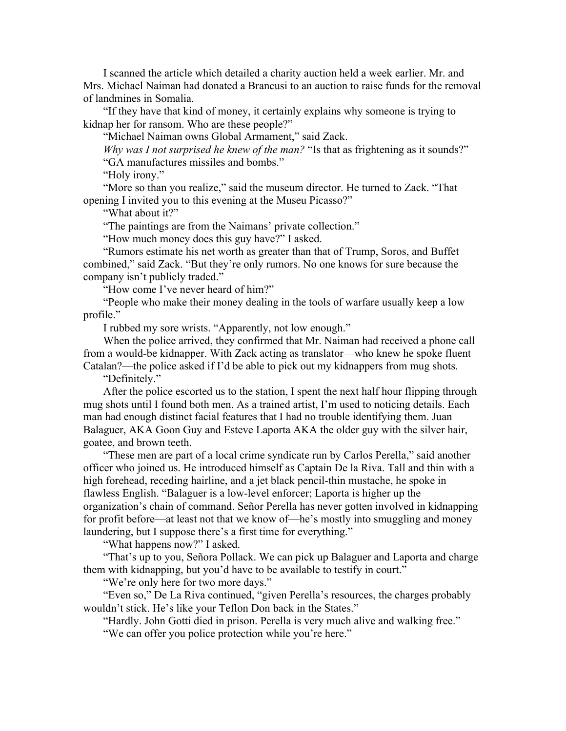I scanned the article which detailed a charity auction held a week earlier. Mr. and Mrs. Michael Naiman had donated a Brancusi to an auction to raise funds for the removal of landmines in Somalia.

"If they have that kind of money, it certainly explains why someone is trying to kidnap her for ransom. Who are these people?"

"Michael Naiman owns Global Armament," said Zack.

*Why was I not surprised he knew of the man?* "Is that as frightening as it sounds?"

"GA manufactures missiles and bombs."

"Holy irony."

"More so than you realize," said the museum director. He turned to Zack. "That opening I invited you to this evening at the Museu Picasso?"

"What about it?"

"The paintings are from the Naimans' private collection."

"How much money does this guy have?" I asked.

"Rumors estimate his net worth as greater than that of Trump, Soros, and Buffet combined," said Zack. "But they're only rumors. No one knows for sure because the company isn't publicly traded."

"How come I've never heard of him?"

"People who make their money dealing in the tools of warfare usually keep a low profile."

I rubbed my sore wrists. "Apparently, not low enough."

When the police arrived, they confirmed that Mr. Naiman had received a phone call from a would-be kidnapper. With Zack acting as translator—who knew he spoke fluent Catalan?—the police asked if I'd be able to pick out my kidnappers from mug shots.

"Definitely."

After the police escorted us to the station, I spent the next half hour flipping through mug shots until I found both men. As a trained artist, I'm used to noticing details. Each man had enough distinct facial features that I had no trouble identifying them. Juan Balaguer, AKA Goon Guy and Esteve Laporta AKA the older guy with the silver hair, goatee, and brown teeth.

"These men are part of a local crime syndicate run by Carlos Perella," said another officer who joined us. He introduced himself as Captain De la Riva. Tall and thin with a high forehead, receding hairline, and a jet black pencil-thin mustache, he spoke in flawless English. "Balaguer is a low-level enforcer; Laporta is higher up the organization's chain of command. Señor Perella has never gotten involved in kidnapping for profit before—at least not that we know of—he's mostly into smuggling and money laundering, but I suppose there's a first time for everything."

"What happens now?" I asked.

"That's up to you, Señora Pollack. We can pick up Balaguer and Laporta and charge them with kidnapping, but you'd have to be available to testify in court."

"We're only here for two more days."

"Even so," De La Riva continued, "given Perella's resources, the charges probably wouldn't stick. He's like your Teflon Don back in the States."

"Hardly. John Gotti died in prison. Perella is very much alive and walking free."

"We can offer you police protection while you're here."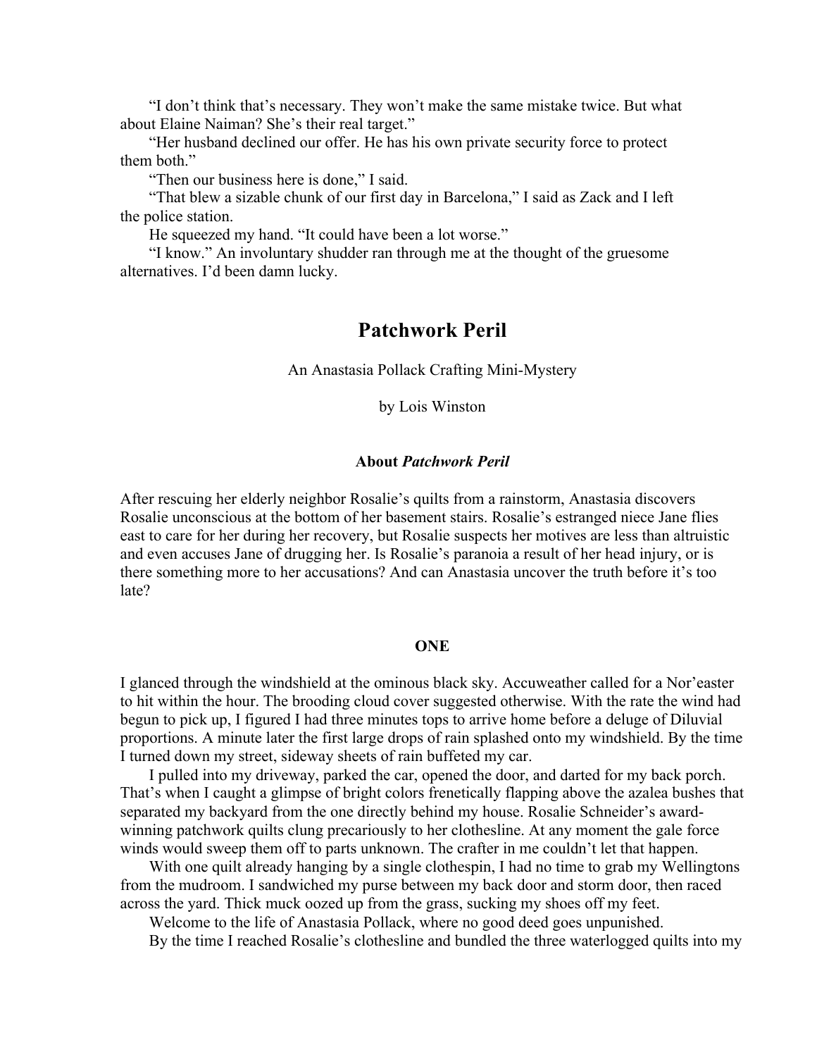"I don't think that's necessary. They won't make the same mistake twice. But what about Elaine Naiman? She's their real target."

"Her husband declined our offer. He has his own private security force to protect them both."

"Then our business here is done," I said.

"That blew a sizable chunk of our first day in Barcelona," I said as Zack and I left the police station.

He squeezed my hand. "It could have been a lot worse."

"I know." An involuntary shudder ran through me at the thought of the gruesome alternatives. I'd been damn lucky.

# Patchwork Peril

An Anastasia Pollack Crafting Mini-Mystery

by Lois Winston

### About *Patchwork Peril*

After rescuing her elderly neighbor Rosalie's quilts from a rainstorm, Anastasia discovers Rosalie unconscious at the bottom of her basement stairs. Rosalie's estranged niece Jane flies east to care for her during her recovery, but Rosalie suspects her motives are less than altruistic and even accuses Jane of drugging her. Is Rosalie's paranoia a result of her head injury, or is there something more to her accusations? And can Anastasia uncover the truth before it's too late?

## ONE

I glanced through the windshield at the ominous black sky. Accuweather called for a Nor'easter to hit within the hour. The brooding cloud cover suggested otherwise. With the rate the wind had begun to pick up, I figured I had three minutes tops to arrive home before a deluge of Diluvial proportions. A minute later the first large drops of rain splashed onto my windshield. By the time I turned down my street, sideway sheets of rain buffeted my car.

I pulled into my driveway, parked the car, opened the door, and darted for my back porch. That's when I caught a glimpse of bright colors frenetically flapping above the azalea bushes that separated my backyard from the one directly behind my house. Rosalie Schneider's award-winning patchwork quilts clung precariously to her clothesline. At any moment the gale force winds would sweep them off to parts unknown. The crafter in me couldn't let that happen.

With one quilt already hanging by a single clothespin, I had no time to grab my Wellingtons from the mudroom. I sandwiched my purse between my back door and storm door, then raced across the yard. Thick muck oozed up from the grass, sucking my shoes off my feet.

Welcome to the life of Anastasia Pollack, where no good deed goes unpunished.

By the time I reached Rosalie's clothesline and bundled the three waterlogged quilts into my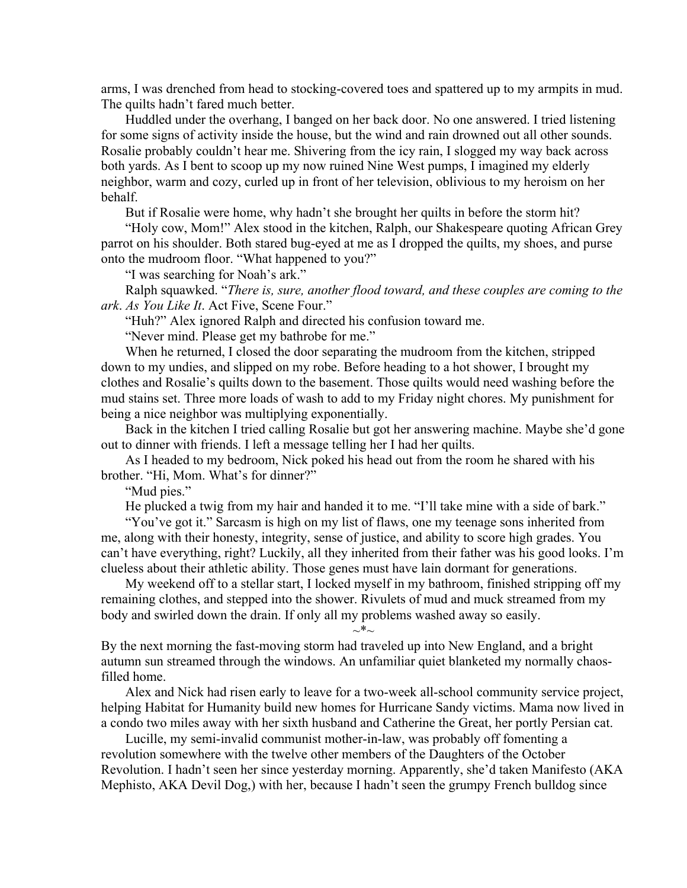arms, I was drenched from head to stocking-covered toes and spattered up to my armpits in mud. The quilts hadn't fared much better.

Huddled under the overhang, I banged on her back door. No one answered. I tried listening for some signs of activity inside the house, but the wind and rain drowned out all other sounds. Rosalie probably couldn't hear me. Shivering from the icy rain, I slogged my way back across both yards. As I bent to scoop up my now ruined Nine West pumps, I imagined my elderly neighbor, warm and cozy, curled up in front of her television, oblivious to my heroism on her behalf.

But if Rosalie were home, why hadn't she brought her quilts in before the storm hit?

"Holy cow, Mom!" Alex stood in the kitchen, Ralph, our Shakespeare quoting African Grey parrot on his shoulder. Both stared bug-eyed at me as I dropped the quilts, my shoes, and purse onto the mudroom floor. "What happened to you?"

"I was searching for Noah's ark."

Ralph squawked. "*There is, sure, another flood toward, and these couples are coming to the ark*. *As You Like It*. Act Five, Scene Four."

"Huh?" Alex ignored Ralph and directed his confusion toward me.

"Never mind. Please get my bathrobe for me."

When he returned, I closed the door separating the mudroom from the kitchen, stripped down to my undies, and slipped on my robe. Before heading to a hot shower, I brought my clothes and Rosalie's quilts down to the basement. Those quilts would need washing before the mud stains set. Three more loads of wash to add to my Friday night chores. My punishment for being a nice neighbor was multiplying exponentially.

Back in the kitchen I tried calling Rosalie but got her answering machine. Maybe she'd gone out to dinner with friends. I left a message telling her I had her quilts.

As I headed to my bedroom, Nick poked his head out from the room he shared with his brother. "Hi, Mom. What's for dinner?"

"Mud pies."

He plucked a twig from my hair and handed it to me. "I'll take mine with a side of bark."

"You've got it." Sarcasm is high on my list of flaws, one my teenage sons inherited from me, along with their honesty, integrity, sense of justice, and ability to score high grades. You can't have everything, right? Luckily, all they inherited from their father was his good looks. I'm clueless about their athletic ability. Those genes must have lain dormant for generations.

My weekend off to a stellar start, I locked myself in my bathroom, finished stripping off my remaining clothes, and stepped into the shower. Rivulets of mud and muck streamed from my body and swirled down the drain. If only all my problems washed away so easily.

~*~

By the next morning the fast-moving storm had traveled up into New England, and a bright autumn sun streamed through the windows. An unfamiliar quiet blanketed my normally chaos-filled home.

Alex and Nick had risen early to leave for a two-week all-school community service project, helping Habitat for Humanity build new homes for Hurricane Sandy victims. Mama now lived in a condo two miles away with her sixth husband and Catherine the Great, her portly Persian cat.

Lucille, my semi-invalid communist mother-in-law, was probably off fomenting a revolution somewhere with the twelve other members of the Daughters of the October Revolution. I hadn't seen her since yesterday morning. Apparently, she'd taken Manifesto (AKA Mephisto, AKA Devil Dog,) with her, because I hadn't seen the grumpy French bulldog since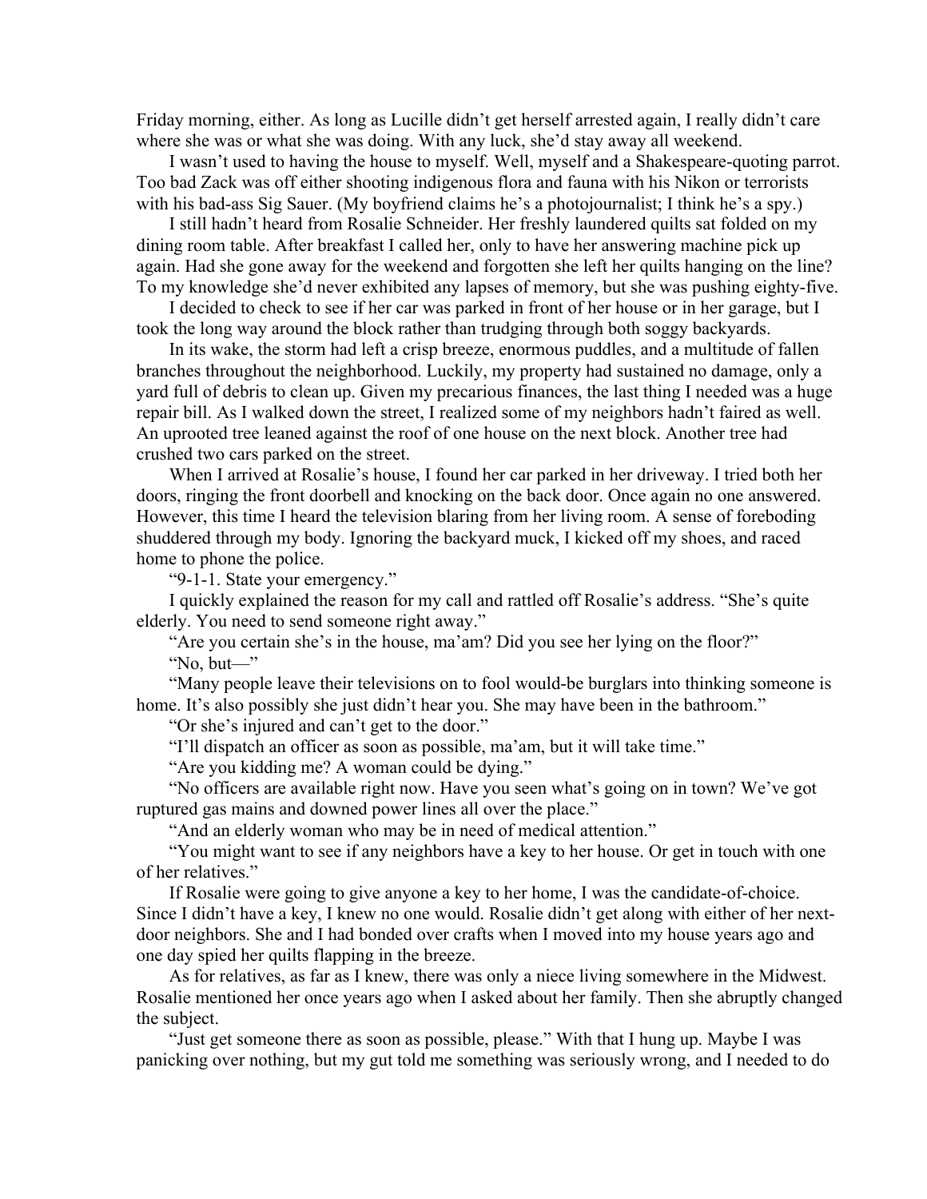Friday morning, either. As long as Lucille didn't get herself arrested again, I really didn't care where she was or what she was doing. With any luck, she'd stay away all weekend.

I wasn't used to having the house to myself. Well, myself and a Shakespeare-quoting parrot. Too bad Zack was off either shooting indigenous flora and fauna with his Nikon or terrorists with his bad-ass Sig Sauer. (My boyfriend claims he's a photojournalist; I think he's a spy.)

I still hadn't heard from Rosalie Schneider. Her freshly laundered quilts sat folded on my dining room table. After breakfast I called her, only to have her answering machine pick up again. Had she gone away for the weekend and forgotten she left her quilts hanging on the line? To my knowledge she'd never exhibited any lapses of memory, but she was pushing eighty-five.

I decided to check to see if her car was parked in front of her house or in her garage, but I took the long way around the block rather than trudging through both soggy backyards.

In its wake, the storm had left a crisp breeze, enormous puddles, and a multitude of fallen branches throughout the neighborhood. Luckily, my property had sustained no damage, only a yard full of debris to clean up. Given my precarious finances, the last thing I needed was a huge repair bill. As I walked down the street, I realized some of my neighbors hadn't faired as well. An uprooted tree leaned against the roof of one house on the next block. Another tree had crushed two cars parked on the street.

When I arrived at Rosalie's house, I found her car parked in her driveway. I tried both her doors, ringing the front doorbell and knocking on the back door. Once again no one answered. However, this time I heard the television blaring from her living room. A sense of foreboding shuddered through my body. Ignoring the backyard muck, I kicked off my shoes, and raced home to phone the police.

"9-1-1. State your emergency."

I quickly explained the reason for my call and rattled off Rosalie's address. "She's quite elderly. You need to send someone right away."

"Are you certain she's in the house, ma'am? Did you see her lying on the floor?"

"No, but—"

"Many people leave their televisions on to fool would-be burglars into thinking someone is home. It's also possibly she just didn't hear you. She may have been in the bathroom."

"Or she's injured and can't get to the door."

"I'll dispatch an officer as soon as possible, ma'am, but it will take time."

"Are you kidding me? A woman could be dying."

"No officers are available right now. Have you seen what's going on in town? We've got ruptured gas mains and downed power lines all over the place."

"And an elderly woman who may be in need of medical attention."

"You might want to see if any neighbors have a key to her house. Or get in touch with one of her relatives."

If Rosalie were going to give anyone a key to her home, I was the candidate-of-choice. Since I didn't have a key, I knew no one would. Rosalie didn't get along with either of her next-door neighbors. She and I had bonded over crafts when I moved into my house years ago and one day spied her quilts flapping in the breeze.

As for relatives, as far as I knew, there was only a niece living somewhere in the Midwest. Rosalie mentioned her once years ago when I asked about her family. Then she abruptly changed the subject.

"Just get someone there as soon as possible, please." With that I hung up. Maybe I was panicking over nothing, but my gut told me something was seriously wrong, and I needed to do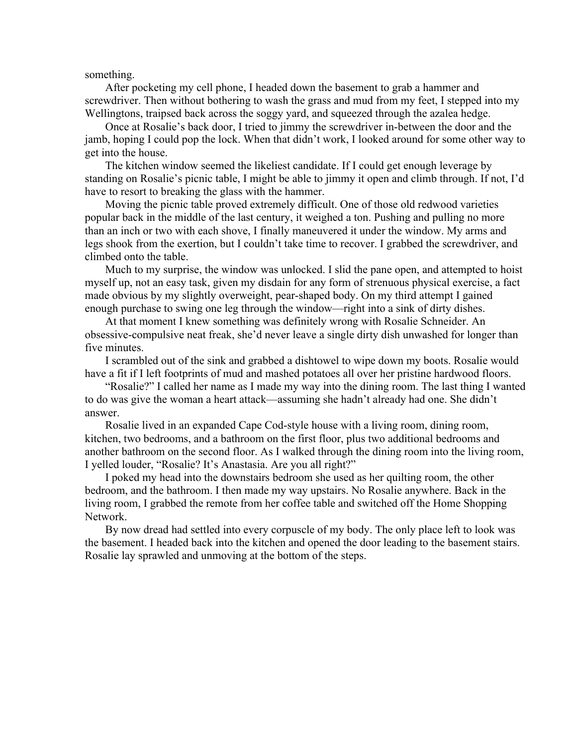something.

After pocketing my cell phone, I headed down the basement to grab a hammer and screwdriver. Then without bothering to wash the grass and mud from my feet, I stepped into my Wellingtons, traipsed back across the soggy yard, and squeezed through the azalea hedge.

Once at Rosalie's back door, I tried to jimmy the screwdriver in-between the door and the jamb, hoping I could pop the lock. When that didn't work, I looked around for some other way to get into the house.

The kitchen window seemed the likeliest candidate. If I could get enough leverage by standing on Rosalie's picnic table, I might be able to jimmy it open and climb through. If not, I'd have to resort to breaking the glass with the hammer.

Moving the picnic table proved extremely difficult. One of those old redwood varieties popular back in the middle of the last century, it weighed a ton. Pushing and pulling no more than an inch or two with each shove, I finally maneuvered it under the window. My arms and legs shook from the exertion, but I couldn't take time to recover. I grabbed the screwdriver, and climbed onto the table.

Much to my surprise, the window was unlocked. I slid the pane open, and attempted to hoist myself up, not an easy task, given my disdain for any form of strenuous physical exercise, a fact made obvious by my slightly overweight, pear-shaped body. On my third attempt I gained enough purchase to swing one leg through the window—right into a sink of dirty dishes.

At that moment I knew something was definitely wrong with Rosalie Schneider. An obsessive-compulsive neat freak, she'd never leave a single dirty dish unwashed for longer than five minutes.

I scrambled out of the sink and grabbed a dishtowel to wipe down my boots. Rosalie would have a fit if I left footprints of mud and mashed potatoes all over her pristine hardwood floors.

"Rosalie?" I called her name as I made my way into the dining room. The last thing I wanted to do was give the woman a heart attack—assuming she hadn't already had one. She didn't answer.

Rosalie lived in an expanded Cape Cod-style house with a living room, dining room, kitchen, two bedrooms, and a bathroom on the first floor, plus two additional bedrooms and another bathroom on the second floor. As I walked through the dining room into the living room, I yelled louder, "Rosalie? It's Anastasia. Are you all right?"

I poked my head into the downstairs bedroom she used as her quilting room, the other bedroom, and the bathroom. I then made my way upstairs. No Rosalie anywhere. Back in the living room, I grabbed the remote from her coffee table and switched off the Home Shopping Network.

By now dread had settled into every corpuscle of my body. The only place left to look was the basement. I headed back into the kitchen and opened the door leading to the basement stairs. Rosalie lay sprawled and unmoving at the bottom of the steps.